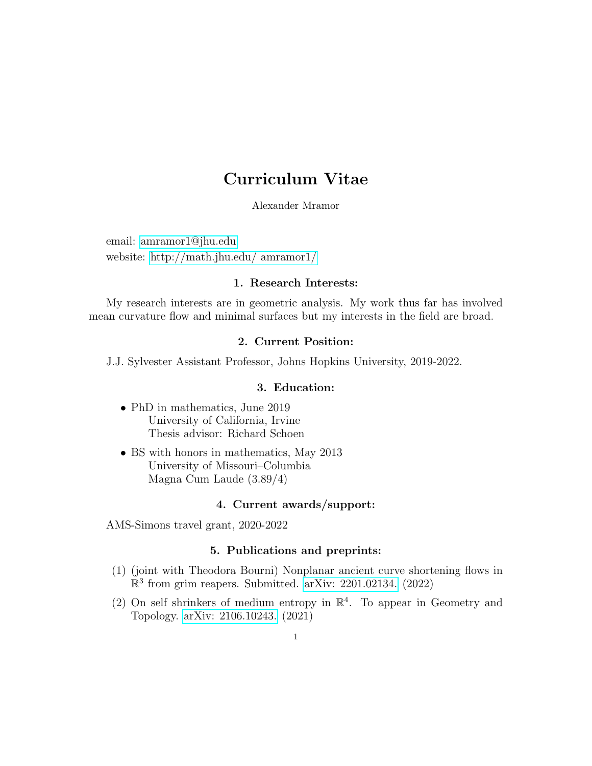# Curriculum Vitae

Alexander Mramor

email: amramor1@jhu.edu
website: http://math.jhu.edu/ amramor1/

## 1. Research Interests:

My research interests are in geometric analysis. My work thus far has involved mean curvature flow and minimal surfaces but my interests in the field are broad.

## 2. Current Position:

J.J. Sylvester Assistant Professor, Johns Hopkins University, 2019-2022.

## 3. Education:

- PhD in mathematics, June 2019
  University of California, Irvine
  Thesis advisor: Richard Schoen
- BS with honors in mathematics, May 2013
  University of Missouri–Columbia
  Magna Cum Laude (3.89/4)

## 4. Current awards/support:

AMS-Simons travel grant, 2020-2022

## 5. Publications and preprints:

(1) (joint with Theodora Bourni) Nonplanar ancient curve shortening flows in $\mathbb{R}^3$ from grim reapers. Submitted. arXiv: 2201.02134. (2022)

(2) On self shrinkers of medium entropy in $\mathbb{R}^4$. To appear in Geometry and Topology. arXiv: 2106.10243. (2021)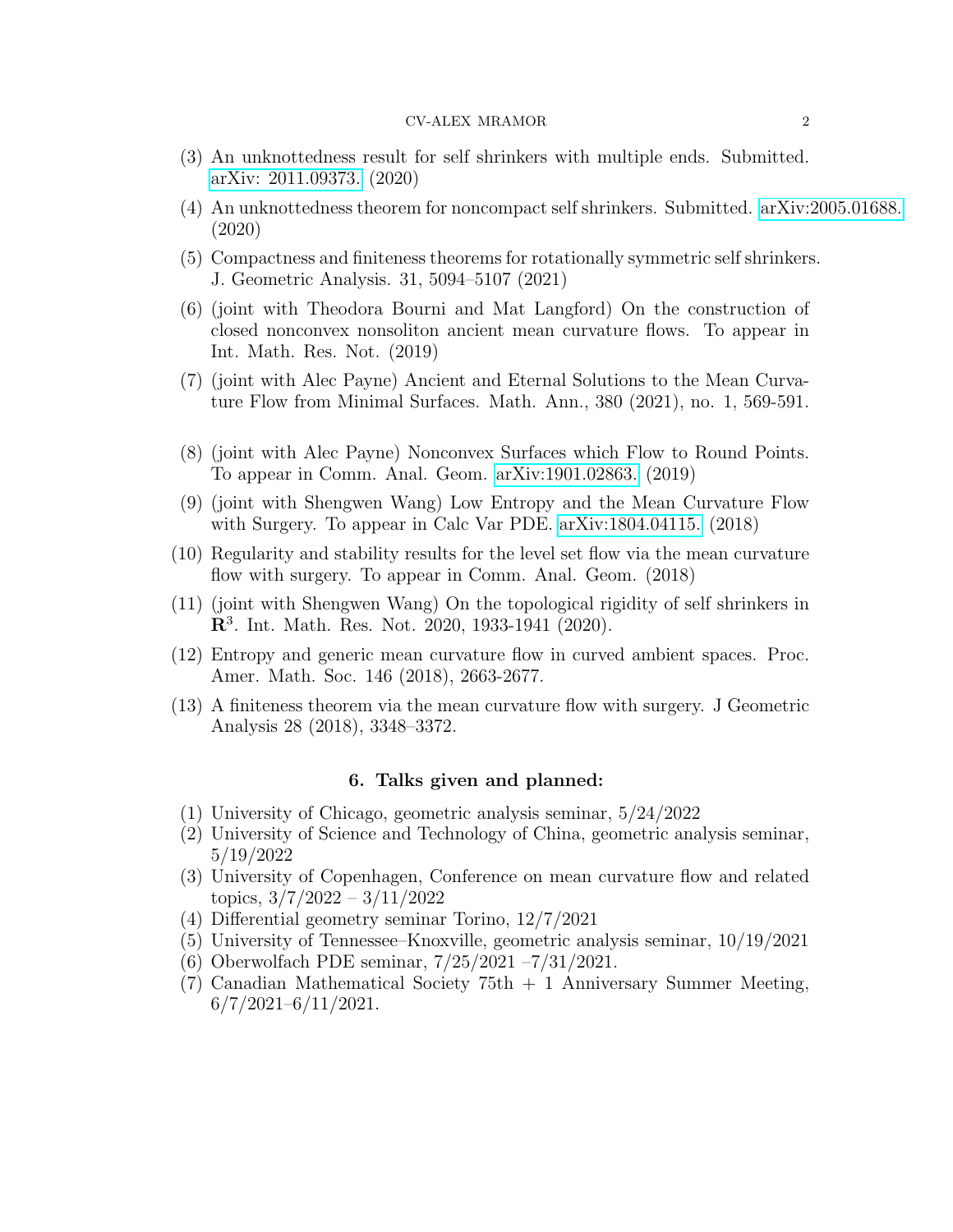(3) An unknottedness result for self shrinkers with multiple ends. Submitted. arXiv: 2011.09373. (2020)

(4) An unknottedness theorem for noncompact self shrinkers. Submitted. arXiv:2005.01688. (2020)

(5) Compactness and finiteness theorems for rotationally symmetric self shrinkers. J. Geometric Analysis. 31, 5094–5107 (2021)

(6) (joint with Theodora Bourni and Mat Langford) On the construction of closed nonconvex nonsoliton ancient mean curvature flows. To appear in Int. Math. Res. Not. (2019)

(7) (joint with Alec Payne) Ancient and Eternal Solutions to the Mean Curvature Flow from Minimal Surfaces. Math. Ann., 380 (2021), no. 1, 569-591.

(8) (joint with Alec Payne) Nonconvex Surfaces which Flow to Round Points. To appear in Comm. Anal. Geom. arXiv:1901.02863. (2019)

(9) (joint with Shengwen Wang) Low Entropy and the Mean Curvature Flow with Surgery. To appear in Calc Var PDE. arXiv:1804.04115. (2018)

(10) Regularity and stability results for the level set flow via the mean curvature flow with surgery. To appear in Comm. Anal. Geom. (2018)

(11) (joint with Shengwen Wang) On the topological rigidity of self shrinkers in $\mathbf{R}^3$. Int. Math. Res. Not. 2020, 1933-1941 (2020).

(12) Entropy and generic mean curvature flow in curved ambient spaces. Proc. Amer. Math. Soc. 146 (2018), 2663-2677.

(13) A finiteness theorem via the mean curvature flow with surgery. J Geometric Analysis 28 (2018), 3348–3372.

## 6. Talks given and planned:

(1) University of Chicago, geometric analysis seminar, 5/24/2022
(2) University of Science and Technology of China, geometric analysis seminar, 5/19/2022
(3) University of Copenhagen, Conference on mean curvature flow and related topics, 3/7/2022 – 3/11/2022
(4) Differential geometry seminar Torino, 12/7/2021
(5) University of Tennessee–Knoxville, geometric analysis seminar, 10/19/2021
(6) Oberwolfach PDE seminar, 7/25/2021 –7/31/2021.
(7) Canadian Mathematical Society 75th + 1 Anniversary Summer Meeting, 6/7/2021–6/11/2021.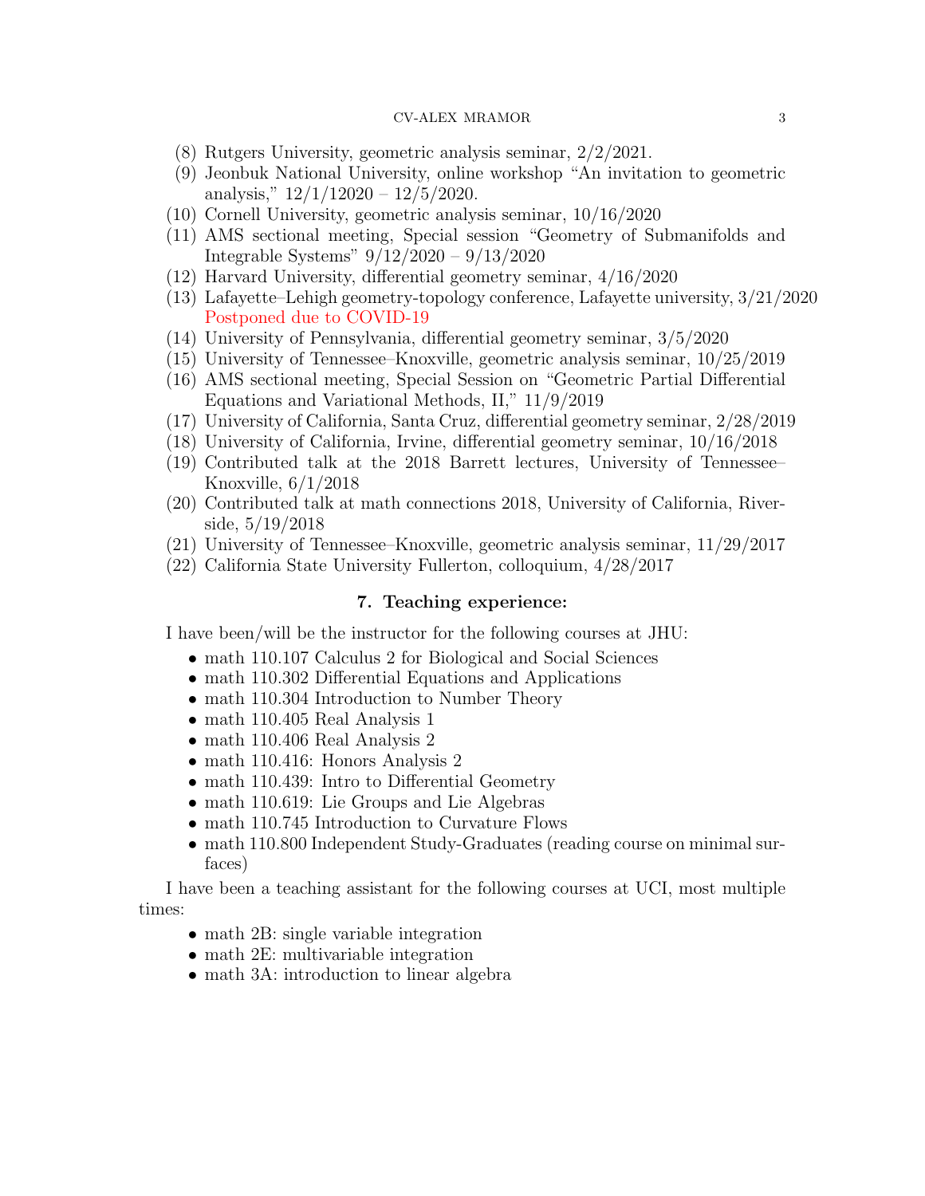(8) Rutgers University, geometric analysis seminar, 2/2/2021.
(9) Jeonbuk National University, online workshop "An invitation to geometric analysis," 12/1/12020 – 12/5/2020.
(10) Cornell University, geometric analysis seminar, 10/16/2020
(11) AMS sectional meeting, Special session "Geometry of Submanifolds and Integrable Systems" 9/12/2020 – 9/13/2020
(12) Harvard University, differential geometry seminar, 4/16/2020
(13) Lafayette–Lehigh geometry-topology conference, Lafayette university, 3/21/2020 Postponed due to COVID-19
(14) University of Pennsylvania, differential geometry seminar, 3/5/2020
(15) University of Tennessee–Knoxville, geometric analysis seminar, 10/25/2019
(16) AMS sectional meeting, Special Session on "Geometric Partial Differential Equations and Variational Methods, II," 11/9/2019
(17) University of California, Santa Cruz, differential geometry seminar, 2/28/2019
(18) University of California, Irvine, differential geometry seminar, 10/16/2018
(19) Contributed talk at the 2018 Barrett lectures, University of Tennessee–Knoxville, 6/1/2018
(20) Contributed talk at math connections 2018, University of California, Riverside, 5/19/2018
(21) University of Tennessee–Knoxville, geometric analysis seminar, 11/29/2017
(22) California State University Fullerton, colloquium, 4/28/2017

## 7. Teaching experience:

I have been/will be the instructor for the following courses at JHU:

- math 110.107 Calculus 2 for Biological and Social Sciences
- math 110.302 Differential Equations and Applications
- math 110.304 Introduction to Number Theory
- math 110.405 Real Analysis 1
- math 110.406 Real Analysis 2
- math 110.416: Honors Analysis 2
- math 110.439: Intro to Differential Geometry
- math 110.619: Lie Groups and Lie Algebras
- math 110.745 Introduction to Curvature Flows
- math 110.800 Independent Study-Graduates (reading course on minimal surfaces)

I have been a teaching assistant for the following courses at UCI, most multiple times:

- math 2B: single variable integration
- math 2E: multivariable integration
- math 3A: introduction to linear algebra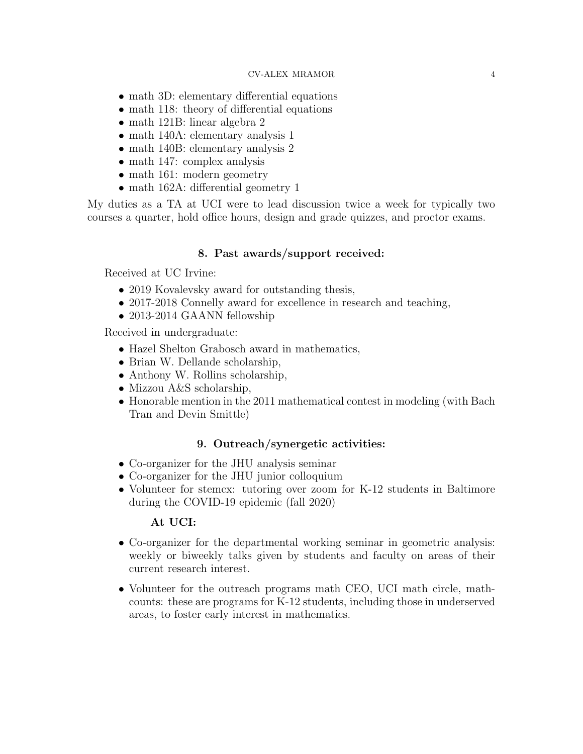- math 3D: elementary differential equations
- math 118: theory of differential equations
- math 121B: linear algebra 2
- math 140A: elementary analysis 1
- math 140B: elementary analysis 2
- math 147: complex analysis
- math 161: modern geometry
- math 162A: differential geometry 1

My duties as a TA at UCI were to lead discussion twice a week for typically two courses a quarter, hold office hours, design and grade quizzes, and proctor exams.

## 8. Past awards/support received:

Received at UC Irvine:

- 2019 Kovalevsky award for outstanding thesis,
- 2017-2018 Connelly award for excellence in research and teaching,
- 2013-2014 GAANN fellowship

Received in undergraduate:

- Hazel Shelton Grabosch award in mathematics,
- Brian W. Dellande scholarship,
- Anthony W. Rollins scholarship,
- Mizzou A&S scholarship,
- Honorable mention in the 2011 mathematical contest in modeling (with Bach Tran and Devin Smittle)

## 9. Outreach/synergetic activities:

- Co-organizer for the JHU analysis seminar
- Co-organizer for the JHU junior colloquium
- Volunteer for stemcx: tutoring over zoom for K-12 students in Baltimore during the COVID-19 epidemic (fall 2020)

**At UCI:**

- Co-organizer for the departmental working seminar in geometric analysis: weekly or biweekly talks given by students and faculty on areas of their current research interest.
- Volunteer for the outreach programs math CEO, UCI math circle, mathcounts: these are programs for K-12 students, including those in underserved areas, to foster early interest in mathematics.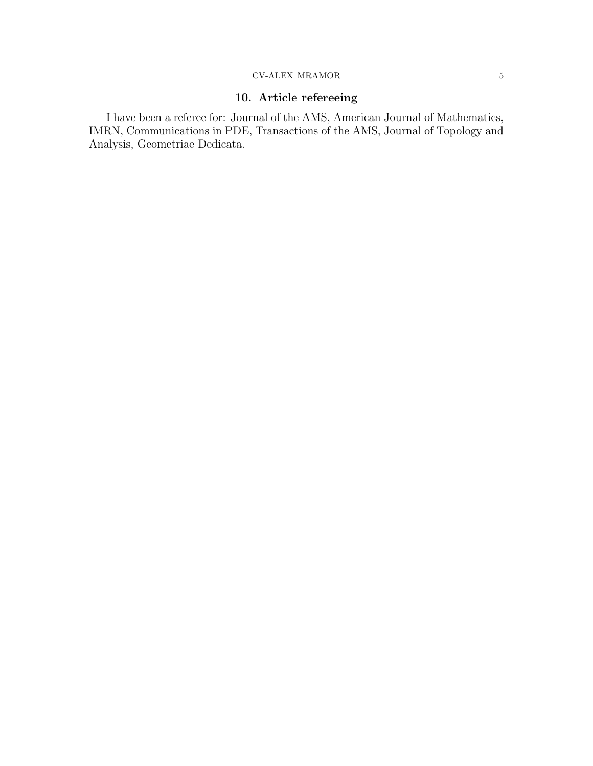## 10. Article refereeing

I have been a referee for: Journal of the AMS, American Journal of Mathematics, IMRN, Communications in PDE, Transactions of the AMS, Journal of Topology and Analysis, Geometriae Dedicata.